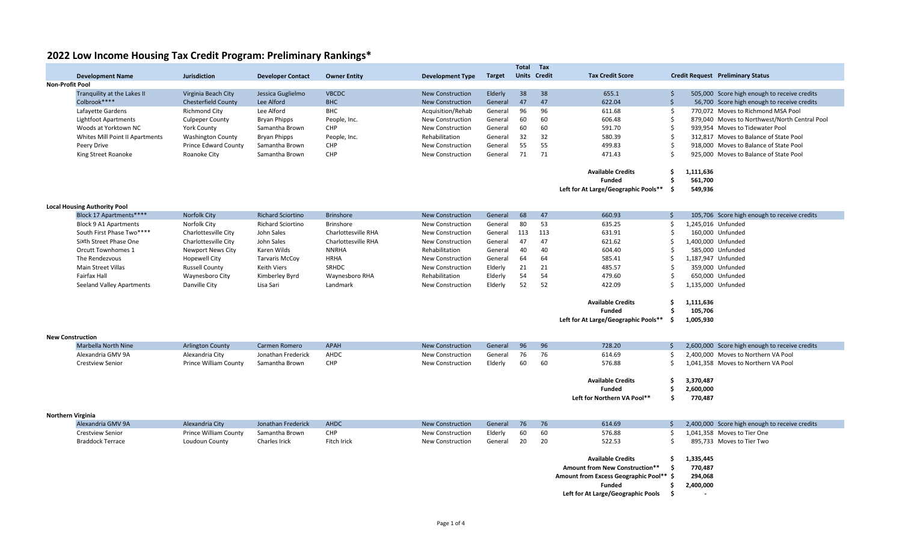# 2022 Low Income Housing Tax Credit Program: Preliminary Rankings*

| Development Name | Jurisdiction | Developer Contact | Owner Entity | Development Type | Target | Total Units | Tax Credit | Tax Credit Score | Credit Request | Preliminary Status |
|---|---|---|---|---|---|---|---|---|---|---|
| **Non-Profit Pool** | | | | | | | | | | |
| Tranquility at the Lakes II | Virginia Beach City | Jessica Guglielmo | VBCDC | New Construction | Elderly | 38 | 38 | 655.1 | $ 505,000 | Score high enough to receive credits |
| Colbrook**** | Chesterfield County | Lee Alford | BHC | New Construction | General | 47 | 47 | 622.04 | $ 56,700 | Score high enough to receive credits |
| Lafayette Gardens | Richmond City | Lee Alford | BHC | Acquisition/Rehab | General | 96 | 96 | 611.68 | $ 770,072 | Moves to Richmond MSA Pool |
| Lightfoot Apartments | Culpeper County | Bryan Phipps | People, Inc. | New Construction | General | 60 | 60 | 606.48 | $ 879,040 | Moves to Northwest/North Central Pool |
| Woods at Yorktown NC | York County | Samantha Brown | CHP | New Construction | General | 60 | 60 | 591.70 | $ 939,954 | Moves to Tidewater Pool |
| Whites Mill Point II Apartments | Washington County | Bryan Phipps | People, Inc. | Rehabilitation | General | 32 | 32 | 580.39 | $ 312,817 | Moves to Balance of State Pool |
| Peery Drive | Prince Edward County | Samantha Brown | CHP | New Construction | General | 55 | 55 | 499.83 | $ 918,000 | Moves to Balance of State Pool |
| King Street Roanoke | Roanoke City | Samantha Brown | CHP | New Construction | General | 71 | 71 | 471.43 | $ 925,000 | Moves to Balance of State Pool |
| | | | | | | | | **Available Credits** | **$ 1,111,636** | |
| | | | | | | | | **Funded** | **$ 561,700** | |
| | | | | | | | | **Left for At Large/Geographic Pools\*\*** | **$ 549,936** | |
| **Local Housing Authority Pool** | | | | | | | | | | |
| Block 17 Apartments**** | Norfolk City | Richard Sciortino | Brinshore | New Construction | General | 68 | 47 | 660.93 | $ 105,706 | Score high enough to receive credits |
| Block 9 A1 Apartments | Norfolk City | Richard Sciortino | Brinshore | New Construction | General | 80 | 53 | 635.25 | $ 1,245,016 | Unfunded |
| South First Phase Two**** | Charlottesville City | John Sales | Charlottesville RHA | New Construction | General | 113 | 113 | 631.91 | $ 160,000 | Unfunded |
| Sixth Street Phase One | Charlottesville City | John Sales | Charlottesville RHA | New Construction | General | 47 | 47 | 621.62 | $ 1,400,000 | Unfunded |
| Orcutt Townhomes 1 | Newport News City | Karen Wilds | NNRHA | Rehabilitation | General | 40 | 40 | 604.40 | $ 585,000 | Unfunded |
| The Rendezvous | Hopewell City | Tarvaris McCoy | HRHA | New Construction | General | 64 | 64 | 585.41 | $ 1,187,947 | Unfunded |
| Main Street Villas | Russell County | Keith Viers | SRHDC | New Construction | Elderly | 21 | 21 | 485.57 | $ 359,000 | Unfunded |
| Fairfax Hall | Waynesboro City | Kimberley Byrd | Waynesboro RHA | Rehabilitation | Elderly | 54 | 54 | 479.60 | $ 650,000 | Unfunded |
| Seeland Valley Apartments | Danville City | Lisa Sari | Landmark | New Construction | Elderly | 52 | 52 | 422.09 | $ 1,135,000 | Unfunded |
| | | | | | | | | **Available Credits** | **$ 1,111,636** | |
| | | | | | | | | **Funded** | **$ 105,706** | |
| | | | | | | | | **Left for At Large/Geographic Pools\*\*** | **$ 1,005,930** | |
| **New Construction** | | | | | | | | | | |
| Marbella North Nine | Arlington County | Carmen Romero | APAH | New Construction | General | 96 | 96 | 728.20 | $ 2,600,000 | Score high enough to receive credits |
| Alexandria GMV 9A | Alexandria City | Jonathan Frederick | AHDC | New Construction | General | 76 | 76 | 614.69 | $ 2,400,000 | Moves to Northern VA Pool |
| Crestview Senior | Prince William County | Samantha Brown | CHP | New Construction | Elderly | 60 | 60 | 576.88 | $ 1,041,358 | Moves to Northern VA Pool |
| | | | | | | | | **Available Credits** | **$ 3,370,487** | |
| | | | | | | | | **Funded** | **$ 2,600,000** | |
| | | | | | | | | **Left for Northern VA Pool\*\*** | **$ 770,487** | |
| **Northern Virginia** | | | | | | | | | | |
| Alexandria GMV 9A | Alexandria City | Jonathan Frederick | AHDC | New Construction | General | 76 | 76 | 614.69 | $ 2,400,000 | Score high enough to receive credits |
| Crestview Senior | Prince William County | Samantha Brown | CHP | New Construction | Elderly | 60 | 60 | 576.88 | $ 1,041,358 | Moves to Tier One |
| Braddock Terrace | Loudoun County | Charles Irick | Fitch Irick | New Construction | General | 20 | 20 | 522.53 | $ 895,733 | Moves to Tier Two |
| | | | | | | | | **Available Credits** | **$ 1,335,445** | |
| | | | | | | | | **Amount from New Construction\*\*** | **$ 770,487** | |
| | | | | | | | | **Amount from Excess Geographic Pool\*\*** | **$ 294,068** | |
| | | | | | | | | **Funded** | **$ 2,400,000** | |
| | | | | | | | | **Left for At Large/Geographic Pools** | **$ -** | |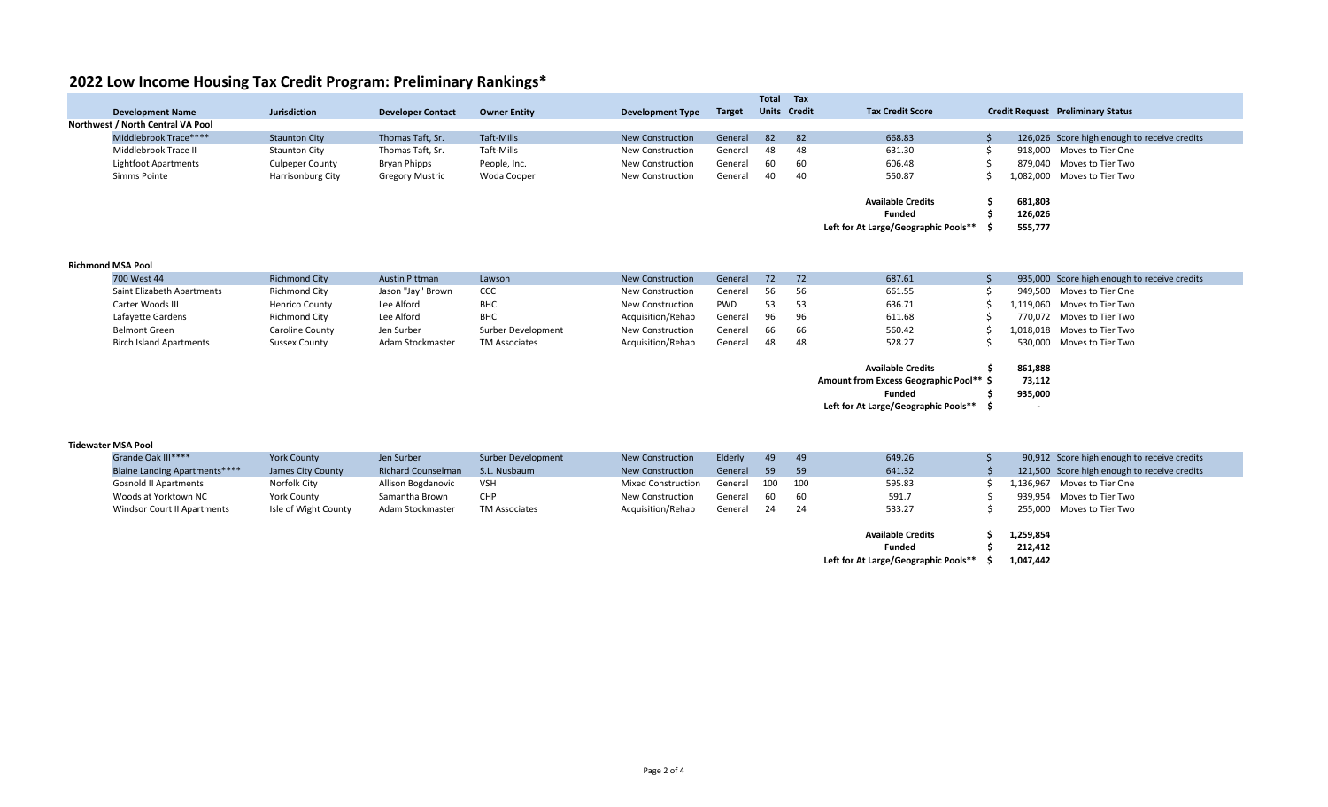# 2022 Low Income Housing Tax Credit Program: Preliminary Rankings*

| Development Name | Jurisdiction | Developer Contact | Owner Entity | Development Type | Target | Total Units | Tax Credit | Tax Credit Score | Credit Request | Preliminary Status |
|---|---|---|---|---|---|---|---|---|---|---|
| **Northwest / North Central VA Pool** | | | | | | | | | | |
| Middlebrook Trace**** | Staunton City | Thomas Taft, Sr. | Taft-Mills | New Construction | General | 82 | 82 | 668.83 | $ 126,026 | Score high enough to receive credits |
| Middlebrook Trace II | Staunton City | Thomas Taft, Sr. | Taft-Mills | New Construction | General | 48 | 48 | 631.30 | $ 918,000 | Moves to Tier One |
| Lightfoot Apartments | Culpeper County | Bryan Phipps | People, Inc. | New Construction | General | 60 | 60 | 606.48 | $ 879,040 | Moves to Tier Two |
| Simms Pointe | Harrisonburg City | Gregory Mustric | Woda Cooper | New Construction | General | 40 | 40 | 550.87 | $ 1,082,000 | Moves to Tier Two |
| | | | | | | | | **Available Credits** | **$ 681,803** | |
| | | | | | | | | **Funded** | **$ 126,026** | |
| | | | | | | | | **Left for At Large/Geographic Pools**** | **$ 555,777** | |
| **Richmond MSA Pool** | | | | | | | | | | |
| 700 West 44 | Richmond City | Austin Pittman | Lawson | New Construction | General | 72 | 72 | 687.61 | $ 935,000 | Score high enough to receive credits |
| Saint Elizabeth Apartments | Richmond City | Jason "Jay" Brown | CCC | New Construction | General | 56 | 56 | 661.55 | $ 949,500 | Moves to Tier One |
| Carter Woods III | Henrico County | Lee Alford | BHC | New Construction | PWD | 53 | 53 | 636.71 | $ 1,119,060 | Moves to Tier Two |
| Lafayette Gardens | Richmond City | Lee Alford | BHC | Acquisition/Rehab | General | 96 | 96 | 611.68 | $ 770,072 | Moves to Tier Two |
| Belmont Green | Caroline County | Jen Surber | Surber Development | New Construction | General | 66 | 66 | 560.42 | $ 1,018,018 | Moves to Tier Two |
| Birch Island Apartments | Sussex County | Adam Stockmaster | TM Associates | Acquisition/Rehab | General | 48 | 48 | 528.27 | $ 530,000 | Moves to Tier Two |
| | | | | | | | | **Available Credits** | **$ 861,888** | |
| | | | | | | | | **Amount from Excess Geographic Pool**** | **$ 73,112** | |
| | | | | | | | | **Funded** | **$ 935,000** | |
| | | | | | | | | **Left for At Large/Geographic Pools**** | **$ -** | |
| **Tidewater MSA Pool** | | | | | | | | | | |
| Grande Oak III**** | York County | Jen Surber | Surber Development | New Construction | Elderly | 49 | 49 | 649.26 | $ 90,912 | Score high enough to receive credits |
| Blaine Landing Apartments**** | James City County | Richard Counselman | S.L. Nusbaum | New Construction | General | 59 | 59 | 641.32 | $ 121,500 | Score high enough to receive credits |
| Gosnold II Apartments | Norfolk City | Allison Bogdanovic | VSH | Mixed Construction | General | 100 | 100 | 595.83 | $ 1,136,967 | Moves to Tier One |
| Woods at Yorktown NC | York County | Samantha Brown | CHP | New Construction | General | 60 | 60 | 591.7 | $ 939,954 | Moves to Tier Two |
| Windsor Court II Apartments | Isle of Wight County | Adam Stockmaster | TM Associates | Acquisition/Rehab | General | 24 | 24 | 533.27 | $ 255,000 | Moves to Tier Two |
| | | | | | | | | **Available Credits** | **$ 1,259,854** | |
| | | | | | | | | **Funded** | **$ 212,412** | |
| | | | | | | | | **Left for At Large/Geographic Pools**** | **$ 1,047,442** | |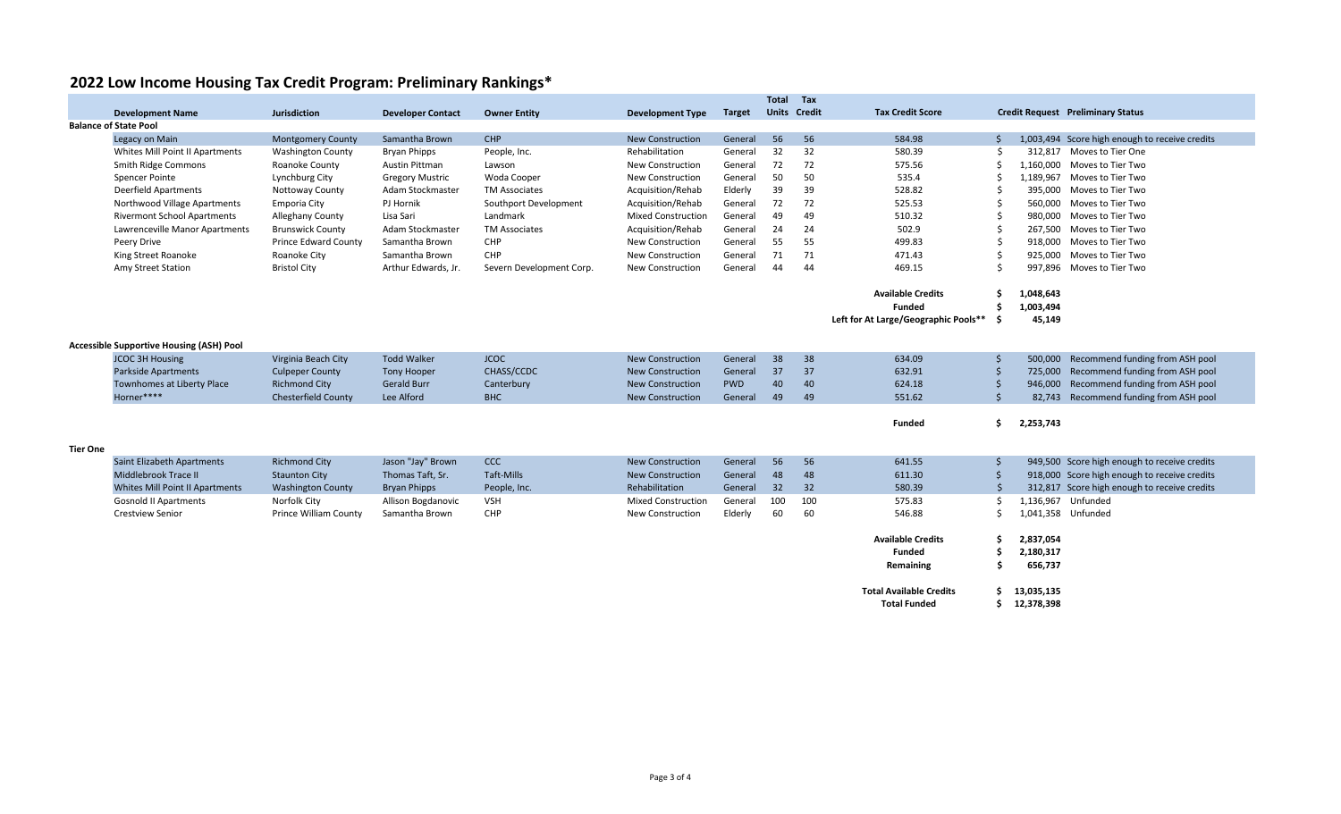# 2022 Low Income Housing Tax Credit Program: Preliminary Rankings*

| | Development Name | Jurisdiction | Developer Contact | Owner Entity | Development Type | Target | Total Units | Tax Credit | Tax Credit Score | Credit Request | Preliminary Status |
|---|---|---|---|---|---|---|---|---|---|---|---|
| **Balance of State Pool** | | | | | | | | | | | |
| | Legacy on Main | Montgomery County | Samantha Brown | CHP | New Construction | General | 56 | 56 | 584.98 | $ 1,003,494 | Score high enough to receive credits |
| | Whites Mill Point II Apartments | Washington County | Bryan Phipps | People, Inc. | Rehabilitation | General | 32 | 32 | 580.39 | $ 312,817 | Moves to Tier One |
| | Smith Ridge Commons | Roanoke County | Austin Pittman | Lawson | New Construction | General | 72 | 72 | 575.56 | $ 1,160,000 | Moves to Tier Two |
| | Spencer Pointe | Lynchburg City | Gregory Mustric | Woda Cooper | New Construction | General | 50 | 50 | 535.4 | $ 1,189,967 | Moves to Tier Two |
| | Deerfield Apartments | Nottoway County | Adam Stockmaster | TM Associates | Acquisition/Rehab | Elderly | 39 | 39 | 528.82 | $ 395,000 | Moves to Tier Two |
| | Northwood Village Apartments | Emporia City | PJ Hornik | Southport Development | Acquisition/Rehab | General | 72 | 72 | 525.53 | $ 560,000 | Moves to Tier Two |
| | Rivermont School Apartments | Alleghany County | Lisa Sari | Landmark | Mixed Construction | General | 49 | 49 | 510.32 | $ 980,000 | Moves to Tier Two |
| | Lawrenceville Manor Apartments | Brunswick County | Adam Stockmaster | TM Associates | Acquisition/Rehab | General | 24 | 24 | 502.9 | $ 267,500 | Moves to Tier Two |
| | Peery Drive | Prince Edward County | Samantha Brown | CHP | New Construction | General | 55 | 55 | 499.83 | $ 918,000 | Moves to Tier Two |
| | King Street Roanoke | Roanoke City | Samantha Brown | CHP | New Construction | General | 71 | 71 | 471.43 | $ 925,000 | Moves to Tier Two |
| | Amy Street Station | Bristol City | Arthur Edwards, Jr. | Severn Development Corp. | New Construction | General | 44 | 44 | 469.15 | $ 997,896 | Moves to Tier Two |
| | | | | | | | | | **Available Credits** | **$ 1,048,643** | |
| | | | | | | | | | **Funded** | **$ 1,003,494** | |
| | | | | | | | | | **Left for At Large/Geographic Pools**** | **$ 45,149** | |
| **Accessible Supportive Housing (ASH) Pool** | | | | | | | | | | | |
| | JCOC 3H Housing | Virginia Beach City | Todd Walker | JCOC | New Construction | General | 38 | 38 | 634.09 | $ 500,000 | Recommend funding from ASH pool |
| | Parkside Apartments | Culpeper County | Tony Hooper | CHASS/CCDC | New Construction | General | 37 | 37 | 632.91 | $ 725,000 | Recommend funding from ASH pool |
| | Townhomes at Liberty Place | Richmond City | Gerald Burr | Canterbury | New Construction | PWD | 40 | 40 | 624.18 | $ 946,000 | Recommend funding from ASH pool |
| | Horner**** | Chesterfield County | Lee Alford | BHC | New Construction | General | 49 | 49 | 551.62 | $ 82,743 | Recommend funding from ASH pool |
| | | | | | | | | | **Funded** | **$ 2,253,743** | |
| **Tier One** | | | | | | | | | | | |
| | Saint Elizabeth Apartments | Richmond City | Jason "Jay" Brown | CCC | New Construction | General | 56 | 56 | 641.55 | $ 949,500 | Score high enough to receive credits |
| | Middlebrook Trace II | Staunton City | Thomas Taft, Sr. | Taft-Mills | New Construction | General | 48 | 48 | 611.30 | $ 918,000 | Score high enough to receive credits |
| | Whites Mill Point II Apartments | Washington County | Bryan Phipps | People, Inc. | Rehabilitation | General | 32 | 32 | 580.39 | $ 312,817 | Score high enough to receive credits |
| | Gosnold II Apartments | Norfolk City | Allison Bogdanovic | VSH | Mixed Construction | General | 100 | 100 | 575.83 | $ 1,136,967 | Unfunded |
| | Crestview Senior | Prince William County | Samantha Brown | CHP | New Construction | Elderly | 60 | 60 | 546.88 | $ 1,041,358 | Unfunded |
| | | | | | | | | | **Available Credits** | **$ 2,837,054** | |
| | | | | | | | | | **Funded** | **$ 2,180,317** | |
| | | | | | | | | | **Remaining** | **$ 656,737** | |
| | | | | | | | | | **Total Available Credits** | **$ 13,035,135** | |
| | | | | | | | | | **Total Funded** | **$ 12,378,398** | |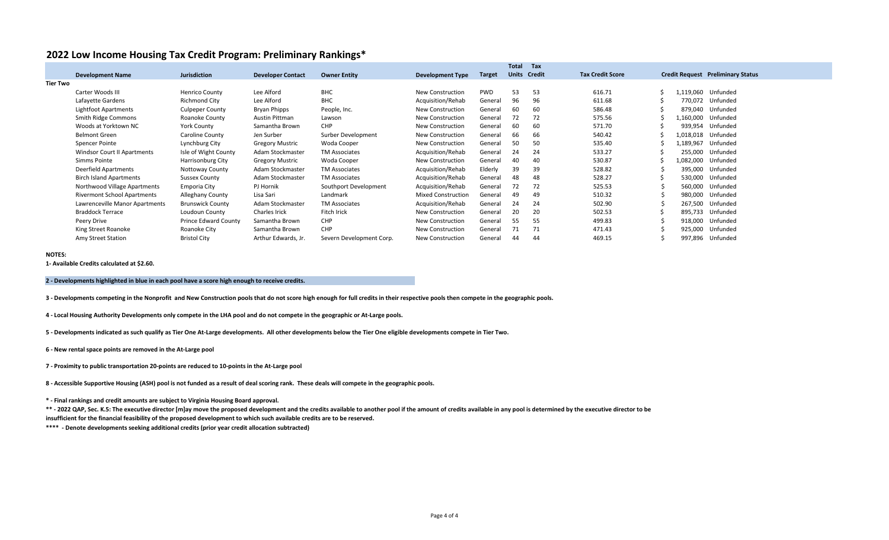## 2022 Low Income Housing Tax Credit Program: Preliminary Rankings*

| | Development Name | Jurisdiction | Developer Contact | Owner Entity | Development Type | Target | Total Units | Tax Credit | Tax Credit Score | Credit Request | Preliminary Status |
|---|---|---|---|---|---|---|---|---|---|---|---|
| Tier Two | | | | | | | | | | | |
| | Carter Woods III | Henrico County | Lee Alford | BHC | New Construction | PWD | 53 | 53 | 616.71 | $ 1,119,060 | Unfunded |
| | Lafayette Gardens | Richmond City | Lee Alford | BHC | Acquisition/Rehab | General | 96 | 96 | 611.68 | $ 770,072 | Unfunded |
| | Lightfoot Apartments | Culpeper County | Bryan Phipps | People, Inc. | New Construction | General | 60 | 60 | 586.48 | $ 879,040 | Unfunded |
| | Smith Ridge Commons | Roanoke County | Austin Pittman | Lawson | New Construction | General | 72 | 72 | 575.56 | $ 1,160,000 | Unfunded |
| | Woods at Yorktown NC | York County | Samantha Brown | CHP | New Construction | General | 60 | 60 | 571.70 | $ 939,954 | Unfunded |
| | Belmont Green | Caroline County | Jen Surber | Surber Development | New Construction | General | 66 | 66 | 540.42 | $ 1,018,018 | Unfunded |
| | Spencer Pointe | Lynchburg City | Gregory Mustric | Woda Cooper | New Construction | General | 50 | 50 | 535.40 | $ 1,189,967 | Unfunded |
| | Windsor Court II Apartments | Isle of Wight County | Adam Stockmaster | TM Associates | Acquisition/Rehab | General | 24 | 24 | 533.27 | $ 255,000 | Unfunded |
| | Simms Pointe | Harrisonburg City | Gregory Mustric | Woda Cooper | New Construction | General | 40 | 40 | 530.87 | $ 1,082,000 | Unfunded |
| | Deerfield Apartments | Nottoway County | Adam Stockmaster | TM Associates | Acquisition/Rehab | Elderly | 39 | 39 | 528.82 | $ 395,000 | Unfunded |
| | Birch Island Apartments | Sussex County | Adam Stockmaster | TM Associates | Acquisition/Rehab | General | 48 | 48 | 528.27 | $ 530,000 | Unfunded |
| | Northwood Village Apartments | Emporia City | PJ Hornik | Southport Development | Acquisition/Rehab | General | 72 | 72 | 525.53 | $ 560,000 | Unfunded |
| | Rivermont School Apartments | Alleghany County | Lisa Sari | Landmark | Mixed Construction | General | 49 | 49 | 510.32 | $ 980,000 | Unfunded |
| | Lawrenceville Manor Apartments | Brunswick County | Adam Stockmaster | TM Associates | Acquisition/Rehab | General | 24 | 24 | 502.90 | $ 267,500 | Unfunded |
| | Braddock Terrace | Loudoun County | Charles Irick | Fitch Irick | New Construction | General | 20 | 20 | 502.53 | $ 895,733 | Unfunded |
| | Peery Drive | Prince Edward County | Samantha Brown | CHP | New Construction | General | 55 | 55 | 499.83 | $ 918,000 | Unfunded |
| | King Street Roanoke | Roanoke City | Samantha Brown | CHP | New Construction | General | 71 | 71 | 471.43 | $ 925,000 | Unfunded |
| | Amy Street Station | Bristol City | Arthur Edwards, Jr. | Severn Development Corp. | New Construction | General | 44 | 44 | 469.15 | $ 997,896 | Unfunded |

**NOTES:**

**1- Available Credits calculated at $2.60.**

**2 - Developments highlighted in blue in each pool have a score high enough to receive credits.**

**3 - Developments competing in the Nonprofit and New Construction pools that do not score high enough for full credits in their respective pools then compete in the geographic pools.**

**4 - Local Housing Authority Developments only compete in the LHA pool and do not compete in the geographic or At-Large pools.**

**5 - Developments indicated as such qualify as Tier One At-Large developments. All other developments below the Tier One eligible developments compete in Tier Two.**

**6 - New rental space points are removed in the At-Large pool**

**7 - Proximity to public transportation 20-points are reduced to 10-points in the At-Large pool**

**8 - Accessible Supportive Housing (ASH) pool is not funded as a result of deal scoring rank. These deals will compete in the geographic pools.**

**\* - Final rankings and credit amounts are subject to Virginia Housing Board approval.**

**\*\* - 2022 QAP, Sec. K.5: The executive director [m]ay move the proposed development and the credits available to another pool if the amount of credits available in any pool is determined by the executive director to be insufficient for the financial feasibility of the proposed development to which such available credits are to be reserved.**

**\*\*\*\* - Denote developments seeking additional credits (prior year credit allocation subtracted)**